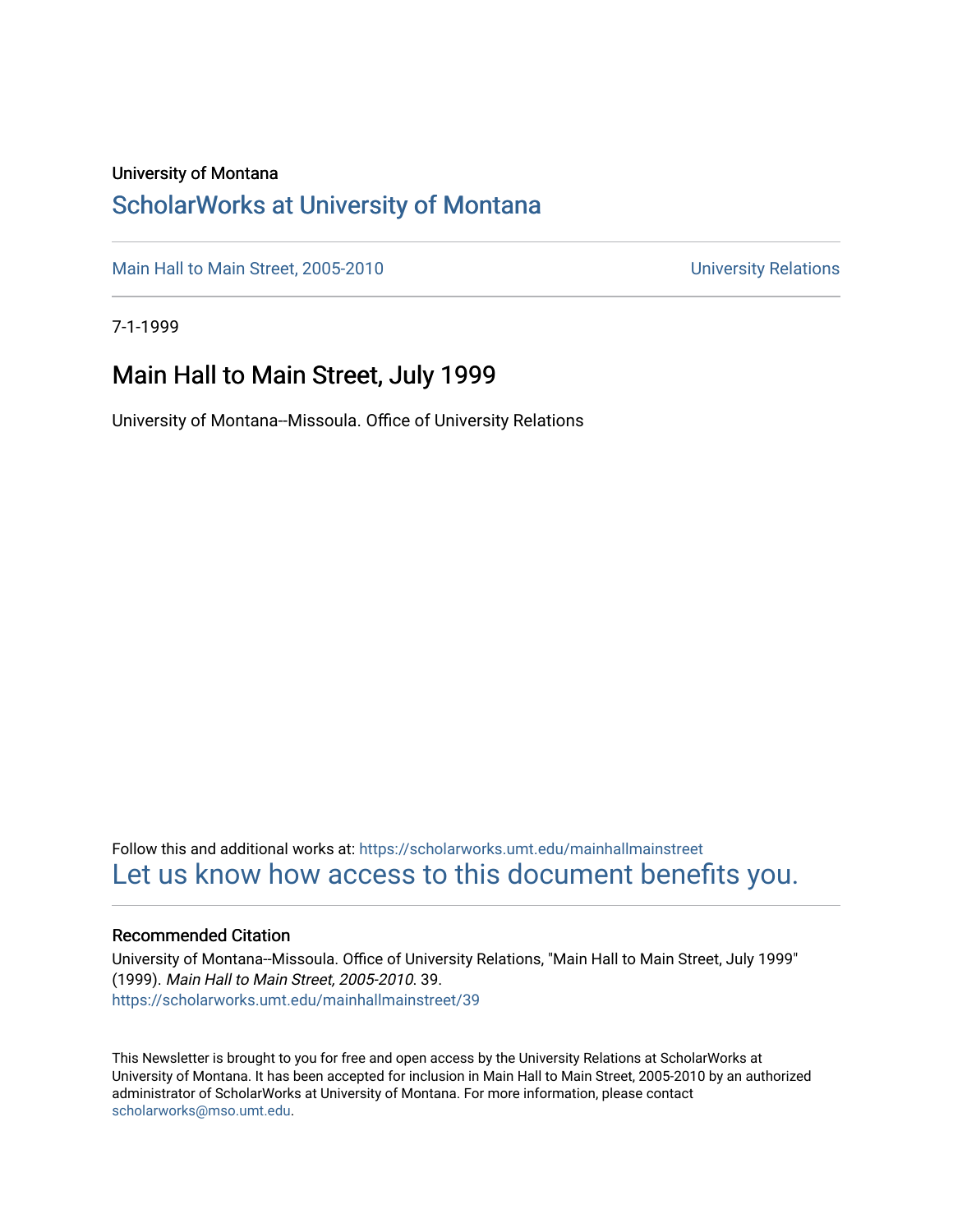University of Montana

# ScholarWorks at University of Montana

Main Hall to Main Street, 2005-2010 | University Relations

7-1-1999

## Main Hall to Main Street, July 1999

University of Montana--Missoula. Office of University Relations

Follow this and additional works at: https://scholarworks.umt.edu/mainhallmainstreet

Let us know how access to this document benefits you.

### Recommended Citation

University of Montana--Missoula. Office of University Relations, "Main Hall to Main Street, July 1999" (1999). *Main Hall to Main Street, 2005-2010*. 39.
https://scholarworks.umt.edu/mainhallmainstreet/39

This Newsletter is brought to you for free and open access by the University Relations at ScholarWorks at University of Montana. It has been accepted for inclusion in Main Hall to Main Street, 2005-2010 by an authorized administrator of ScholarWorks at University of Montana. For more information, please contact scholarworks@mso.umt.edu.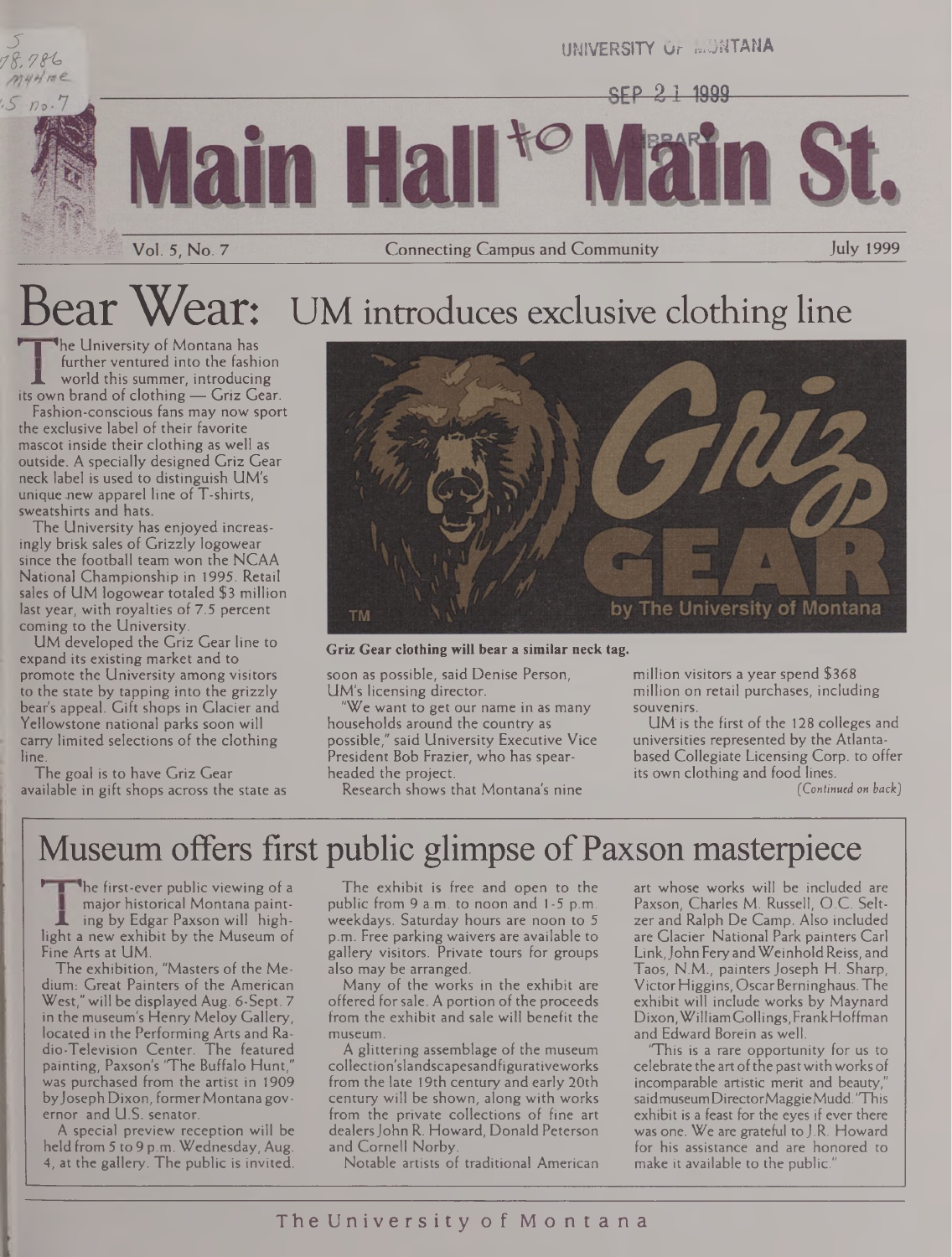UNIVERSITY OF MONTANA

SEP 21 1999

LIBRARY

# Main Hall to Main St.

Vol. 5, No. 7 — Connecting Campus and Community — July 1999

## Bear Wear: UM introduces exclusive clothing line

The University of Montana has further ventured into the fashion world this summer, introducing its own brand of clothing — Griz Gear.

Fashion-conscious fans may now sport the exclusive label of their favorite mascot inside their clothing as well as outside. A specially designed Griz Gear neck label is used to distinguish UM's unique new apparel line of T-shirts, sweatshirts and hats.

The University has enjoyed increasingly brisk sales of Grizzly logowear since the football team won the NCAA National Championship in 1995. Retail sales of UM logowear totaled $3 million last year, with royalties of 7.5 percent coming to the University.

UM developed the Griz Gear line to expand its existing market and to promote the University among visitors to the state by tapping into the grizzly bear's appeal. Gift shops in Glacier and Yellowstone national parks soon will carry limited selections of the clothing line.

The goal is to have Griz Gear available in gift shops across the state as soon as possible, said Denise Person, UM's licensing director.

"We want to get our name in as many households around the country as possible," said University Executive Vice President Bob Frazier, who has spearheaded the project.

Research shows that Montana's nine million visitors a year spend $368 million on retail purchases, including souvenirs.

UM is the first of the 128 colleges and universities represented by the Atlanta-based Collegiate Licensing Corp. to offer its own clothing and food lines.

*(Continued on back)*

Griz Gear clothing will bear a similar neck tag.

## Museum offers first public glimpse of Paxson masterpiece

The first-ever public viewing of a major historical Montana painting by Edgar Paxson will highlight a new exhibit by the Museum of Fine Arts at UM.

The exhibition, "Masters of the Medium: Great Painters of the American West," will be displayed Aug. 6-Sept. 7 in the museum's Henry Meloy Gallery, located in the Performing Arts and Radio-Television Center. The featured painting, Paxson's "The Buffalo Hunt," was purchased from the artist in 1909 by Joseph Dixon, former Montana governor and U.S. senator.

A special preview reception will be held from 5 to 9 p.m. Wednesday, Aug. 4, at the gallery. The public is invited.

The exhibit is free and open to the public from 9 a.m. to noon and 1-5 p.m. weekdays. Saturday hours are noon to 5 p.m. Free parking waivers are available to gallery visitors. Private tours for groups also may be arranged.

Many of the works in the exhibit are offered for sale. A portion of the proceeds from the exhibit and sale will benefit the museum.

A glittering assemblage of the museum collection's landscapes and figurative works from the late 19th century and early 20th century will be shown, along with works from the private collections of fine art dealers John R. Howard, Donald Peterson and Cornell Norby.

Notable artists of traditional American art whose works will be included are Paxson, Charles M. Russell, O.C. Seltzer and Ralph De Camp. Also included are Glacier National Park painters Carl Link, John Fery and Weinhold Reiss, and Taos, N.M., painters Joseph H. Sharp, Victor Higgins, Oscar Berninghaus. The exhibit will include works by Maynard Dixon, William Gollings, Frank Hoffman and Edward Borein as well.

"This is a rare opportunity for us to celebrate the art of the past with works of incomparable artistic merit and beauty," said museum Director Maggie Mudd. "This exhibit is a feast for the eyes if ever there was one. We are grateful to J.R. Howard for his assistance and are honored to make it available to the public."

The University of Montana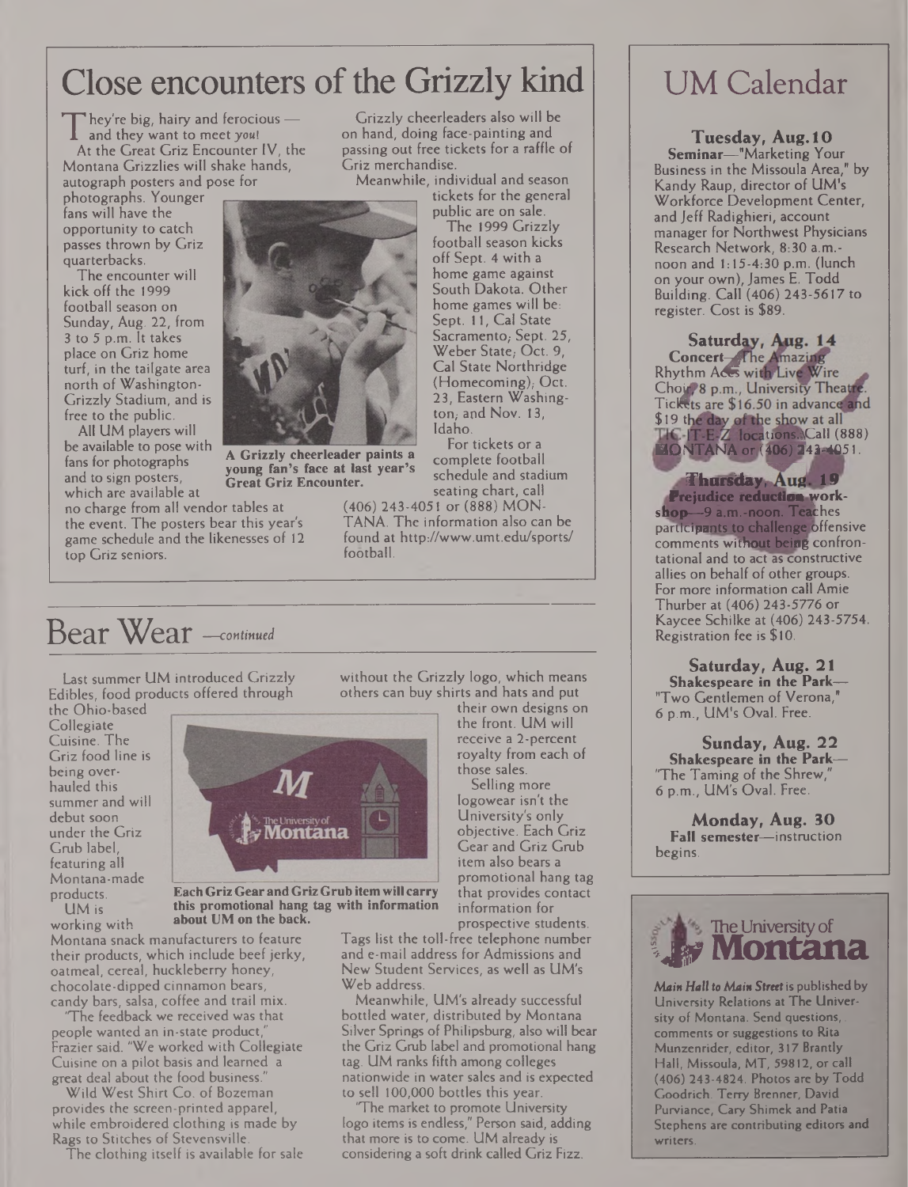# Close encounters of the Grizzly kind

They're big, hairy and ferocious — and they want to meet *you!*

At the Great Griz Encounter IV, the Montana Grizzlies will shake hands, autograph posters and pose for photographs. Younger fans will have the opportunity to catch passes thrown by Griz quarterbacks.

The encounter will kick off the 1999 football season on Sunday, Aug. 22, from 3 to 5 p.m. It takes place on Griz home turf, in the tailgate area north of Washington-Grizzly Stadium, and is free to the public.

All UM players will be available to pose with fans for photographs and to sign posters, which are available at no charge from all vendor tables at the event. The posters bear this year's game schedule and the likenesses of 12 top Griz seniors.

**A Grizzly cheerleader paints a young fan's face at last year's Great Griz Encounter.**

Grizzly cheerleaders also will be on hand, doing face-painting and passing out free tickets for a raffle of Griz merchandise.

Meanwhile, individual and season tickets for the general public are on sale.

The 1999 Grizzly football season kicks off Sept. 4 with a home game against South Dakota. Other home games will be: Sept. 11, Cal State Sacramento; Sept. 25, Weber State; Oct. 9, Cal State Northridge (Homecoming); Oct. 23, Eastern Washington; and Nov. 13, Idaho.

For tickets or a complete football schedule and stadium seating chart, call (406) 243-4051 or (888) MONTANA. The information also can be found at http://www.umt.edu/sports/football.

# Bear Wear *—continued*

Last summer UM introduced Grizzly Edibles, food products offered through the Ohio-based Collegiate Cuisine. The Griz food line is being overhauled this summer and will debut soon under the Griz Grub label, featuring all Montana-made products.

UM is working with Montana snack manufacturers to feature their products, which include beef jerky, oatmeal, cereal, huckleberry honey, chocolate-dipped cinnamon bears, candy bars, salsa, coffee and trail mix.

"The feedback we received was that people wanted an in-state product," Frazier said. "We worked with Collegiate Cuisine on a pilot basis and learned a great deal about the food business."

Wild West Shirt Co. of Bozeman provides the screen-printed apparel, while embroidered clothing is made by Rags to Stitches of Stevensville.

The clothing itself is available for sale without the Grizzly logo, which means others can buy shirts and hats and put their own designs on the front. UM will receive a 2-percent royalty from each of those sales.

**Each Griz Gear and Griz Grub item will carry this promotional hang tag with information about UM on the back.**

Selling more logowear isn't the University's only objective. Each Griz Gear and Griz Grub item also bears a promotional hang tag that provides contact information for prospective students. Tags list the toll-free telephone number and e-mail address for Admissions and New Student Services, as well as UM's Web address.

Meanwhile, UM's already successful bottled water, distributed by Montana Silver Springs of Philipsburg, also will bear the Griz Grub label and promotional hang tag. UM ranks fifth among colleges nationwide in water sales and is expected to sell 100,000 bottles this year.

"The market to promote University logo items is endless," Person said, adding that more is to come. UM already is considering a soft drink called Griz Fizz.

# UM Calendar

**Tuesday, Aug. 10**

**Seminar**—"Marketing Your Business in the Missoula Area," by Kandy Raup, director of UM's Workforce Development Center, and Jeff Radighieri, account manager for Northwest Physicians Research Network, 8:30 a.m.-noon and 1:15-4:30 p.m. (lunch on your own), James E. Todd Building. Call (406) 243-5617 to register. Cost is $89.

**Saturday, Aug. 14**

**Concert**—The Amazing Rhythm Aces with Live Wire Choir, 8 p.m., University Theatre. Tickets are $16.50 in advance and $19 the day of the show at all TIC-IT-E-Z locations. Call (888) MONTANA or (406) 243-4051.

**Thursday, Aug. 19**

**Prejudice reduction workshop**—9 a.m.-noon. Teaches participants to challenge offensive comments without being confrontational and to act as constructive allies on behalf of other groups. For more information call Amie Thurber at (406) 243-5776 or Kaycee Schilke at (406) 243-5754. Registration fee is $10.

**Saturday, Aug. 21**

**Shakespeare in the Park**—"Two Gentlemen of Verona," 6 p.m., UM's Oval. Free.

**Sunday, Aug. 22**

**Shakespeare in the Park**—"The Taming of the Shrew," 6 p.m., UM's Oval. Free.

**Monday, Aug. 30**

**Fall semester**—instruction begins.

The University of Montana

*Main Hall to Main Street* is published by University Relations at The University of Montana. Send questions, comments or suggestions to Rita Munzenrider, editor, 317 Brantly Hall, Missoula, MT, 59812, or call (406) 243-4824. Photos are by Todd Goodrich. Terry Brenner, David Purviance, Cary Shimek and Patia Stephens are contributing editors and writers.